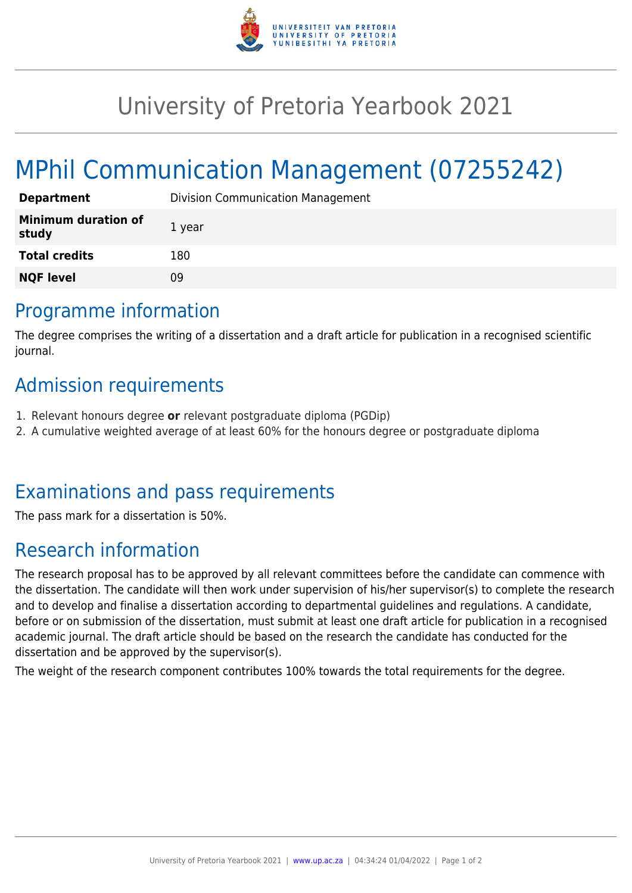# University of Pretoria Yearbook 2021

# MPhil Communication Management (07255242)

| | |
|---|---|
| **Department** | Division Communication Management |
| **Minimum duration of study** | 1 year |
| **Total credits** | 180 |
| **NQF level** | 09 |

## Programme information

The degree comprises the writing of a dissertation and a draft article for publication in a recognised scientific journal.

## Admission requirements

1. Relevant honours degree **or** relevant postgraduate diploma (PGDip)
2. A cumulative weighted average of at least 60% for the honours degree or postgraduate diploma

## Examinations and pass requirements

The pass mark for a dissertation is 50%.

## Research information

The research proposal has to be approved by all relevant committees before the candidate can commence with the dissertation. The candidate will then work under supervision of his/her supervisor(s) to complete the research and to develop and finalise a dissertation according to departmental guidelines and regulations. A candidate, before or on submission of the dissertation, must submit at least one draft article for publication in a recognised academic journal. The draft article should be based on the research the candidate has conducted for the dissertation and be approved by the supervisor(s).

The weight of the research component contributes 100% towards the total requirements for the degree.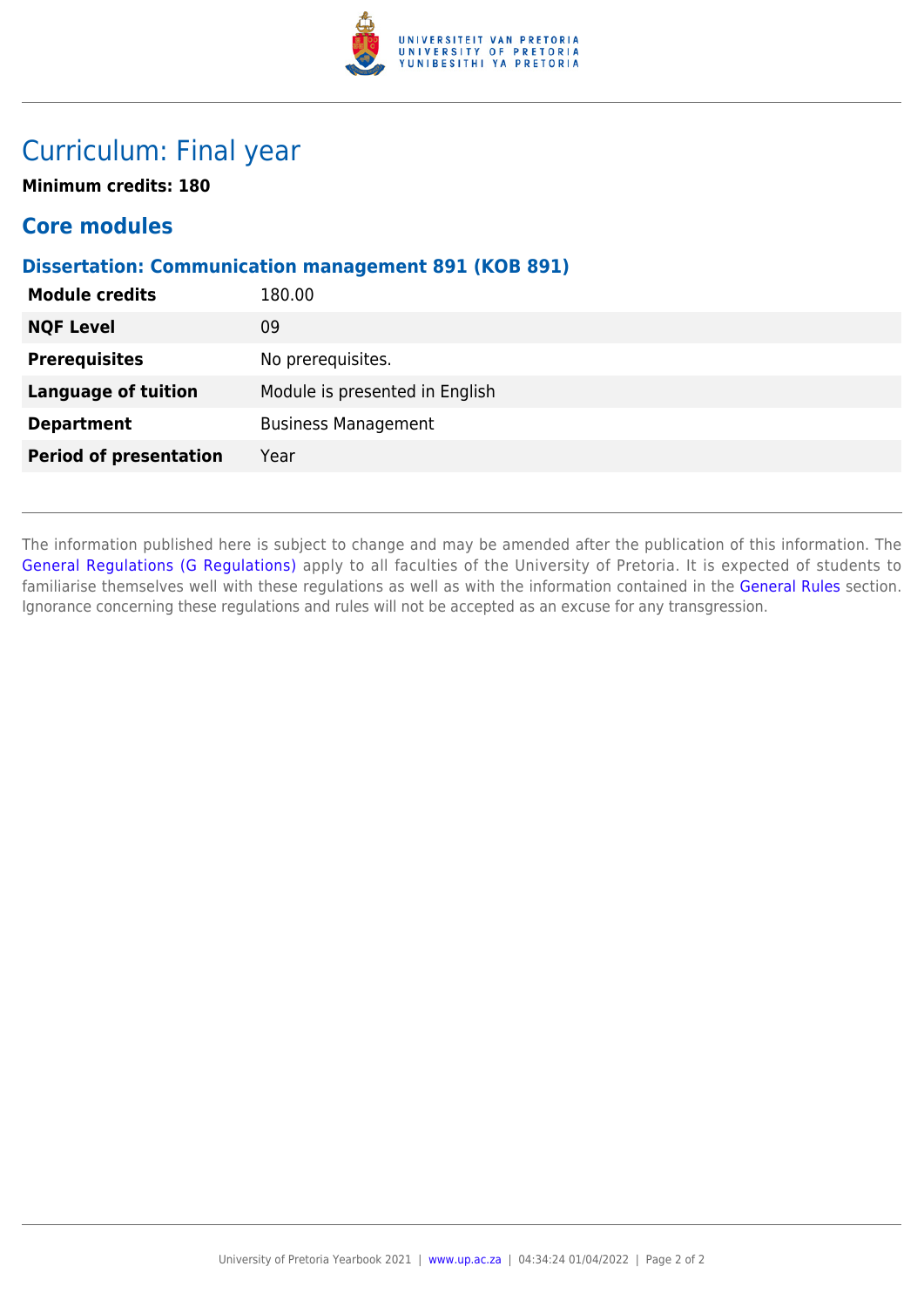# Curriculum: Final year

**Minimum credits: 180**

## Core modules

### Dissertation: Communication management 891 (KOB 891)

| | |
|---|---|
| **Module credits** | 180.00 |
| **NQF Level** | 09 |
| **Prerequisites** | No prerequisites. |
| **Language of tuition** | Module is presented in English |
| **Department** | Business Management |
| **Period of presentation** | Year |

The information published here is subject to change and may be amended after the publication of this information. The General Regulations (G Regulations) apply to all faculties of the University of Pretoria. It is expected of students to familiarise themselves well with these regulations as well as with the information contained in the General Rules section. Ignorance concerning these regulations and rules will not be accepted as an excuse for any transgression.